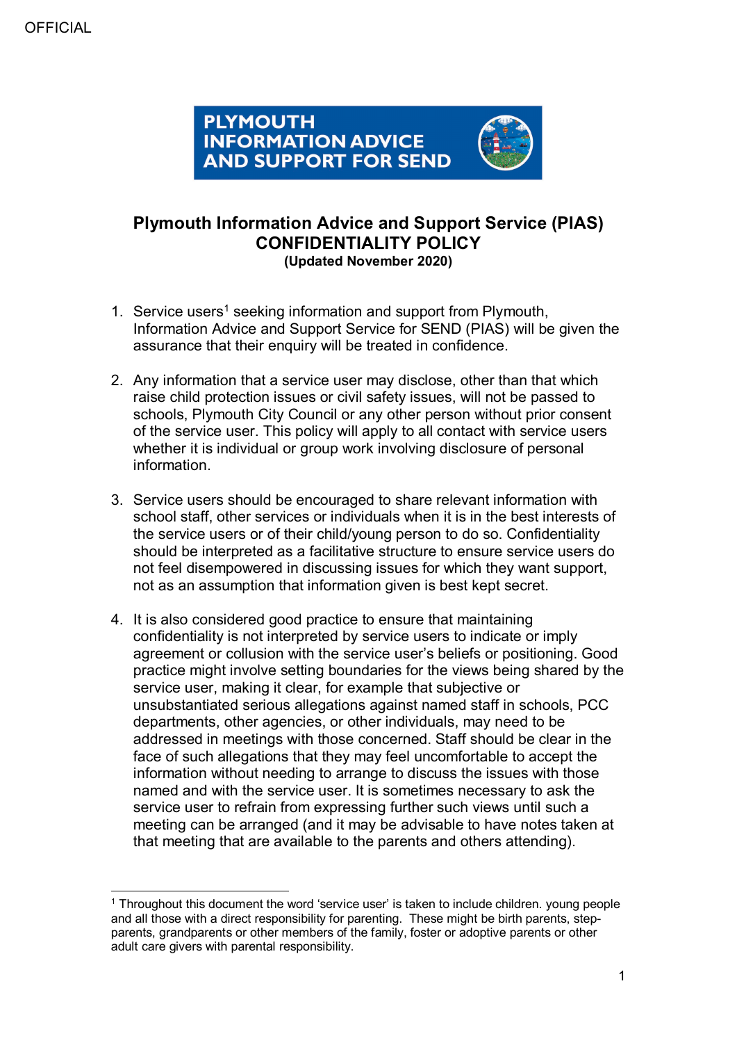OFFICIAL

PLYMOUTH INFORMATION ADVICE AND SUPPORT FOR SEND

# Plymouth Information Advice and Support Service (PIAS) CONFIDENTIALITY POLICY

**(Updated November 2020)**

1. Service users[1] seeking information and support from Plymouth, Information Advice and Support Service for SEND (PIAS) will be given the assurance that their enquiry will be treated in confidence.

2. Any information that a service user may disclose, other than that which raise child protection issues or civil safety issues, will not be passed to schools, Plymouth City Council or any other person without prior consent of the service user. This policy will apply to all contact with service users whether it is individual or group work involving disclosure of personal information.

3. Service users should be encouraged to share relevant information with school staff, other services or individuals when it is in the best interests of the service users or of their child/young person to do so. Confidentiality should be interpreted as a facilitative structure to ensure service users do not feel disempowered in discussing issues for which they want support, not as an assumption that information given is best kept secret.

4. It is also considered good practice to ensure that maintaining confidentiality is not interpreted by service users to indicate or imply agreement or collusion with the service user's beliefs or positioning. Good practice might involve setting boundaries for the views being shared by the service user, making it clear, for example that subjective or unsubstantiated serious allegations against named staff in schools, PCC departments, other agencies, or other individuals, may need to be addressed in meetings with those concerned. Staff should be clear in the face of such allegations that they may feel uncomfortable to accept the information without needing to arrange to discuss the issues with those named and with the service user. It is sometimes necessary to ask the service user to refrain from expressing further such views until such a meeting can be arranged (and it may be advisable to have notes taken at that meeting that are available to the parents and others attending).

---

[1] Throughout this document the word 'service user' is taken to include children. young people and all those with a direct responsibility for parenting. These might be birth parents, step-parents, grandparents or other members of the family, foster or adoptive parents or other adult care givers with parental responsibility.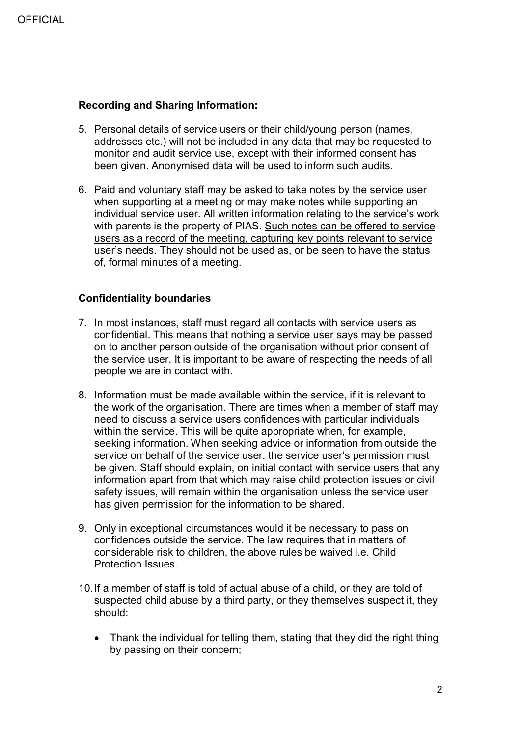**Recording and Sharing Information:**

5. Personal details of service users or their child/young person (names, addresses etc.) will not be included in any data that may be requested to monitor and audit service use, except with their informed consent has been given. Anonymised data will be used to inform such audits.

6. Paid and voluntary staff may be asked to take notes by the service user when supporting at a meeting or may make notes while supporting an individual service user. All written information relating to the service's work with parents is the property of PIAS. <u>Such notes can be offered to service users as a record of the meeting, capturing key points relevant to service user's needs</u>. They should not be used as, or be seen to have the status of, formal minutes of a meeting.

**Confidentiality boundaries**

7. In most instances, staff must regard all contacts with service users as confidential. This means that nothing a service user says may be passed on to another person outside of the organisation without prior consent of the service user. It is important to be aware of respecting the needs of all people we are in contact with.

8. Information must be made available within the service, if it is relevant to the work of the organisation. There are times when a member of staff may need to discuss a service users confidences with particular individuals within the service. This will be quite appropriate when, for example, seeking information. When seeking advice or information from outside the service on behalf of the service user, the service user's permission must be given. Staff should explain, on initial contact with service users that any information apart from that which may raise child protection issues or civil safety issues, will remain within the organisation unless the service user has given permission for the information to be shared.

9. Only in exceptional circumstances would it be necessary to pass on confidences outside the service. The law requires that in matters of considerable risk to children, the above rules be waived i.e. Child Protection Issues.

10. If a member of staff is told of actual abuse of a child, or they are told of suspected child abuse by a third party, or they themselves suspect it, they should:

    - Thank the individual for telling them, stating that they did the right thing by passing on their concern;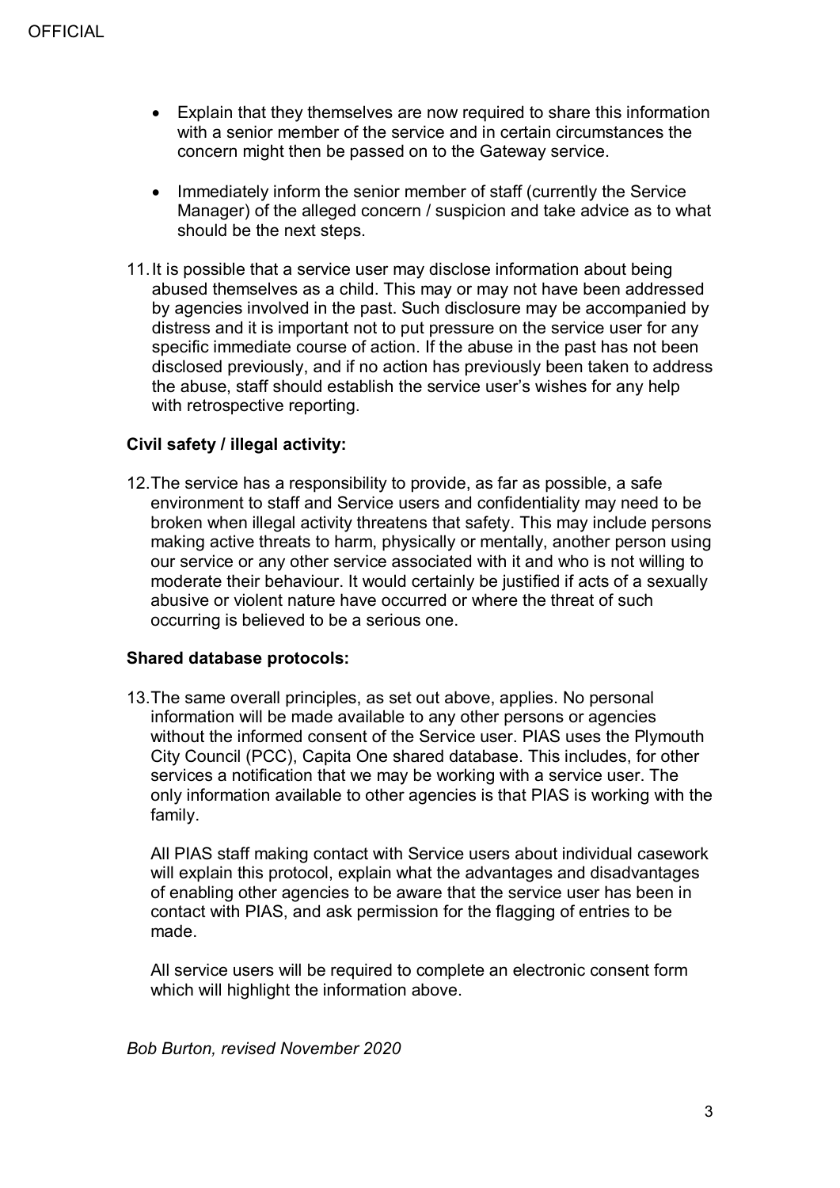- Explain that they themselves are now required to share this information with a senior member of the service and in certain circumstances the concern might then be passed on to the Gateway service.
- Immediately inform the senior member of staff (currently the Service Manager) of the alleged concern / suspicion and take advice as to what should be the next steps.

11. It is possible that a service user may disclose information about being abused themselves as a child. This may or may not have been addressed by agencies involved in the past. Such disclosure may be accompanied by distress and it is important not to put pressure on the service user for any specific immediate course of action. If the abuse in the past has not been disclosed previously, and if no action has previously been taken to address the abuse, staff should establish the service user's wishes for any help with retrospective reporting.

**Civil safety / illegal activity:**

12. The service has a responsibility to provide, as far as possible, a safe environment to staff and Service users and confidentiality may need to be broken when illegal activity threatens that safety. This may include persons making active threats to harm, physically or mentally, another person using our service or any other service associated with it and who is not willing to moderate their behaviour. It would certainly be justified if acts of a sexually abusive or violent nature have occurred or where the threat of such occurring is believed to be a serious one.

**Shared database protocols:**

13. The same overall principles, as set out above, applies. No personal information will be made available to any other persons or agencies without the informed consent of the Service user. PIAS uses the Plymouth City Council (PCC), Capita One shared database. This includes, for other services a notification that we may be working with a service user. The only information available to other agencies is that PIAS is working with the family.

    All PIAS staff making contact with Service users about individual casework will explain this protocol, explain what the advantages and disadvantages of enabling other agencies to be aware that the service user has been in contact with PIAS, and ask permission for the flagging of entries to be made.

    All service users will be required to complete an electronic consent form which will highlight the information above.

*Bob Burton, revised November 2020*